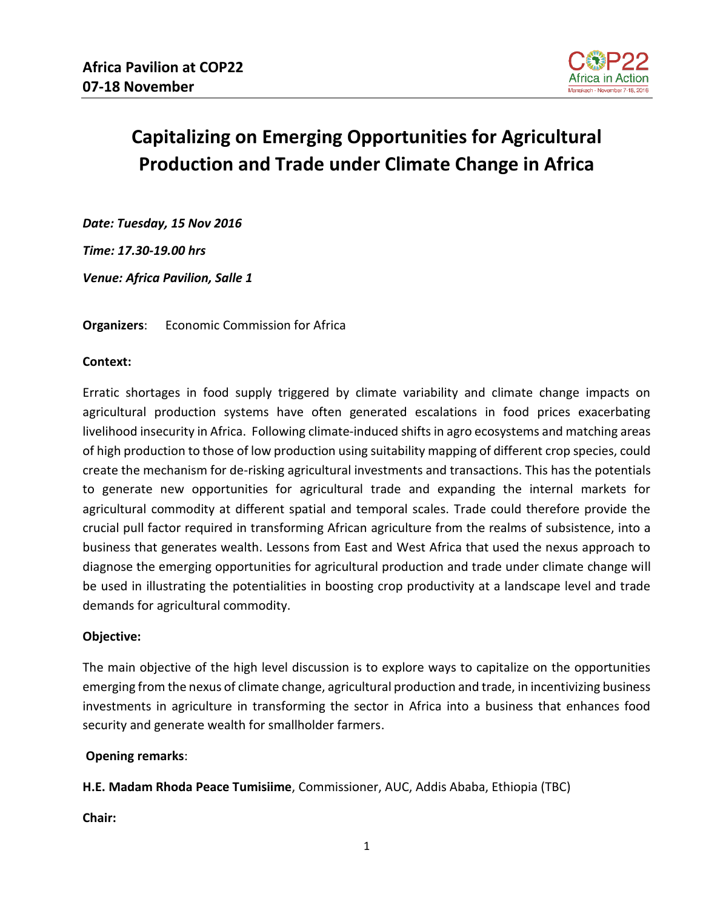**Africa Pavilion at COP22**
**07-18 November**

# Capitalizing on Emerging Opportunities for Agricultural Production and Trade under Climate Change in Africa

***Date: Tuesday, 15 Nov 2016***

***Time: 17.30-19.00 hrs***

***Venue: Africa Pavilion, Salle 1***

**Organizers**: Economic Commission for Africa

**Context:**

Erratic shortages in food supply triggered by climate variability and climate change impacts on agricultural production systems have often generated escalations in food prices exacerbating livelihood insecurity in Africa. Following climate-induced shifts in agro ecosystems and matching areas of high production to those of low production using suitability mapping of different crop species, could create the mechanism for de-risking agricultural investments and transactions. This has the potentials to generate new opportunities for agricultural trade and expanding the internal markets for agricultural commodity at different spatial and temporal scales. Trade could therefore provide the crucial pull factor required in transforming African agriculture from the realms of subsistence, into a business that generates wealth. Lessons from East and West Africa that used the nexus approach to diagnose the emerging opportunities for agricultural production and trade under climate change will be used in illustrating the potentialities in boosting crop productivity at a landscape level and trade demands for agricultural commodity.

**Objective:**

The main objective of the high level discussion is to explore ways to capitalize on the opportunities emerging from the nexus of climate change, agricultural production and trade, in incentivizing business investments in agriculture in transforming the sector in Africa into a business that enhances food security and generate wealth for smallholder farmers.

**Opening remarks**:

**H.E. Madam Rhoda Peace Tumisiime**, Commissioner, AUC, Addis Ababa, Ethiopia (TBC)

**Chair:**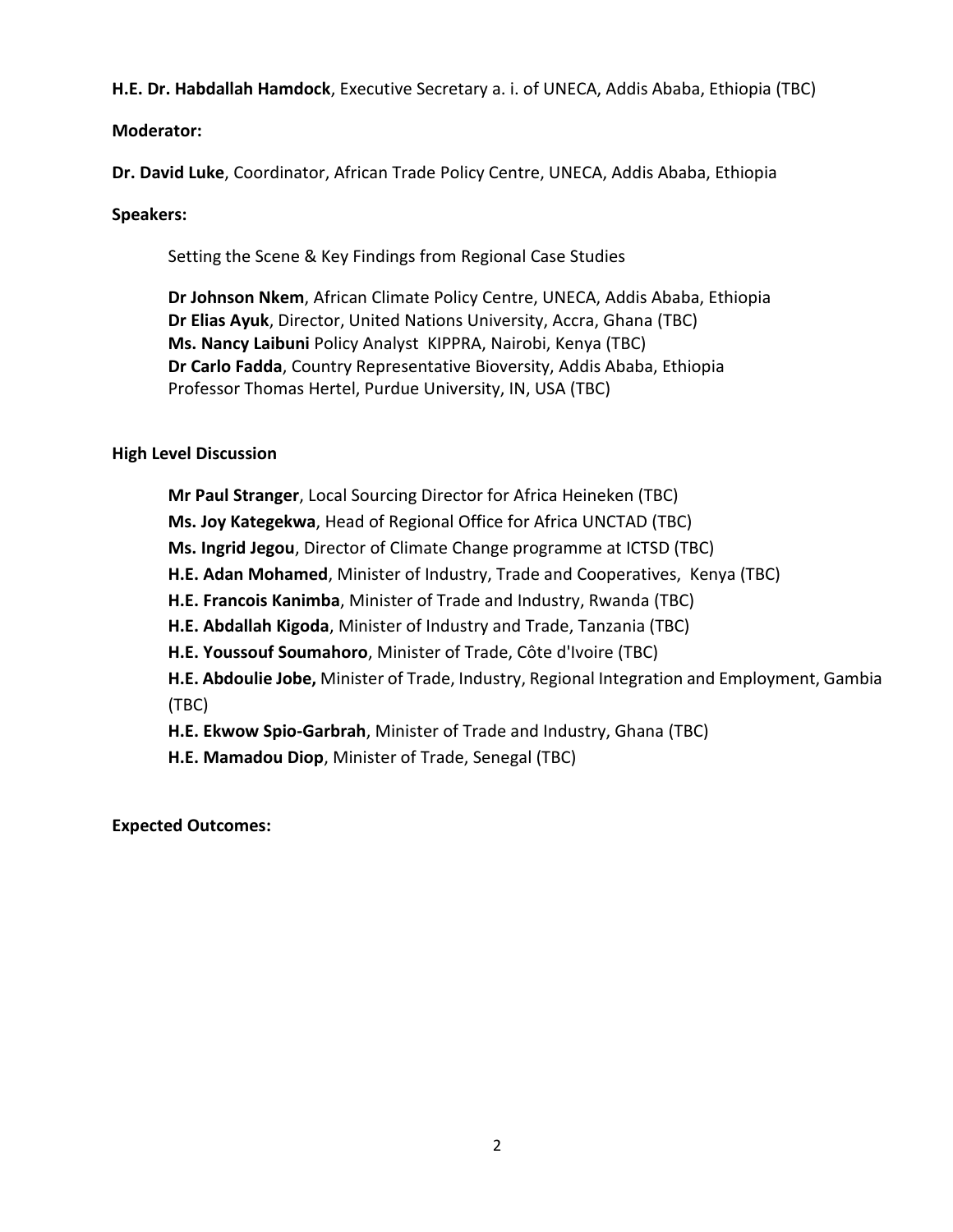**H.E. Dr. Habdallah Hamdock**, Executive Secretary a. i. of UNECA, Addis Ababa, Ethiopia (TBC)

**Moderator:**

**Dr. David Luke**, Coordinator, African Trade Policy Centre, UNECA, Addis Ababa, Ethiopia

**Speakers:**

Setting the Scene & Key Findings from Regional Case Studies

**Dr Johnson Nkem**, African Climate Policy Centre, UNECA, Addis Ababa, Ethiopia
**Dr Elias Ayuk**, Director, United Nations University, Accra, Ghana (TBC)
**Ms. Nancy Laibuni** Policy Analyst KIPPRA, Nairobi, Kenya (TBC)
**Dr Carlo Fadda**, Country Representative Bioversity, Addis Ababa, Ethiopia
Professor Thomas Hertel, Purdue University, IN, USA (TBC)

**High Level Discussion**

**Mr Paul Stranger**, Local Sourcing Director for Africa Heineken (TBC)
**Ms. Joy Kategekwa**, Head of Regional Office for Africa UNCTAD (TBC)
**Ms. Ingrid Jegou**, Director of Climate Change programme at ICTSD (TBC)
**H.E. Adan Mohamed**, Minister of Industry, Trade and Cooperatives, Kenya (TBC)
**H.E. Francois Kanimba**, Minister of Trade and Industry, Rwanda (TBC)
**H.E. Abdallah Kigoda**, Minister of Industry and Trade, Tanzania (TBC)
**H.E. Youssouf Soumahoro**, Minister of Trade, Côte d'Ivoire (TBC)
**H.E. Abdoulie Jobe,** Minister of Trade, Industry, Regional Integration and Employment, Gambia (TBC)
**H.E. Ekwow Spio-Garbrah**, Minister of Trade and Industry, Ghana (TBC)
**H.E. Mamadou Diop**, Minister of Trade, Senegal (TBC)

**Expected Outcomes:**